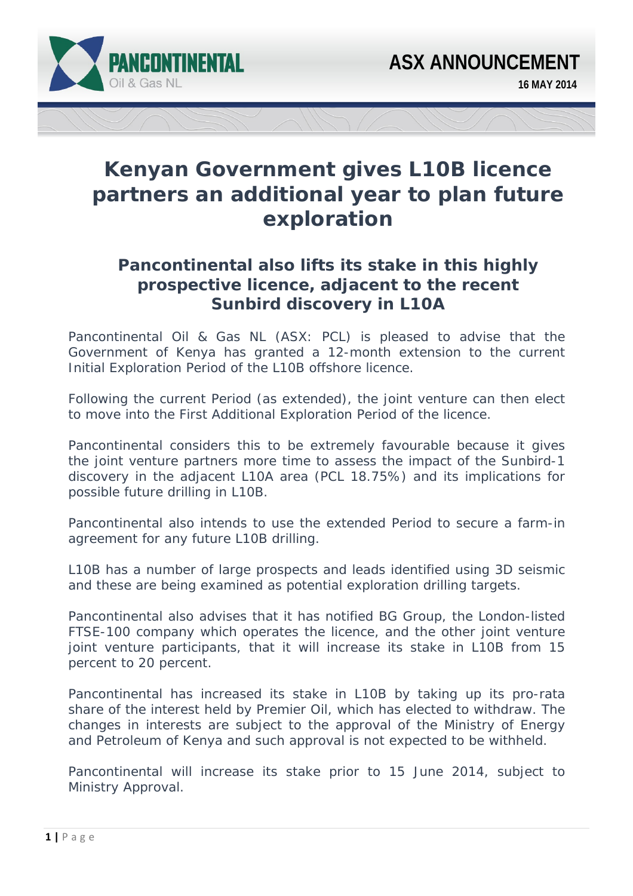PANCONTINENTAL
Oil & Gas NL

ASX ANNOUNCEMENT

16 MAY 2014

# Kenyan Government gives L10B licence partners an additional year to plan future exploration

## Pancontinental also lifts its stake in this highly prospective licence, adjacent to the recent Sunbird discovery in L10A

Pancontinental Oil & Gas NL (ASX: PCL) is pleased to advise that the Government of Kenya has granted a 12-month extension to the current Initial Exploration Period of the L10B offshore licence.

Following the current Period (as extended), the joint venture can then elect to move into the First Additional Exploration Period of the licence.

Pancontinental considers this to be extremely favourable because it gives the joint venture partners more time to assess the impact of the Sunbird-1 discovery in the adjacent L10A area (PCL 18.75%) and its implications for possible future drilling in L10B.

Pancontinental also intends to use the extended Period to secure a farm-in agreement for any future L10B drilling.

L10B has a number of large prospects and leads identified using 3D seismic and these are being examined as potential exploration drilling targets.

Pancontinental also advises that it has notified BG Group, the London-listed FTSE-100 company which operates the licence, and the other joint venture joint venture participants, that it will increase its stake in L10B from 15 percent to 20 percent.

Pancontinental has increased its stake in L10B by taking up its pro-rata share of the interest held by Premier Oil, which has elected to withdraw. The changes in interests are subject to the approval of the Ministry of Energy and Petroleum of Kenya and such approval is not expected to be withheld.

Pancontinental will increase its stake prior to 15 June 2014, subject to Ministry Approval.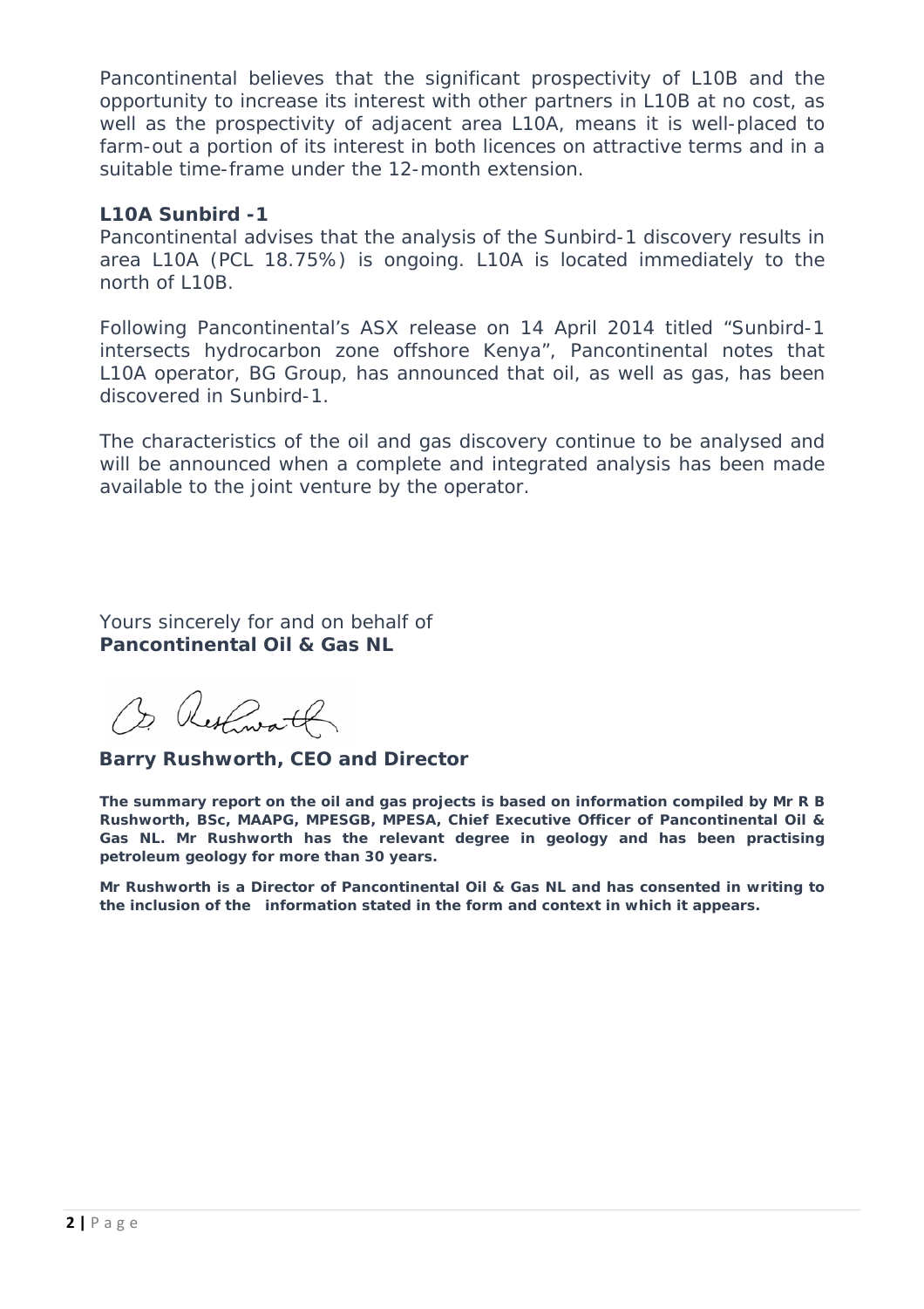Pancontinental believes that the significant prospectivity of L10B and the opportunity to increase its interest with other partners in L10B at no cost, as well as the prospectivity of adjacent area L10A, means it is well-placed to farm-out a portion of its interest in both licences on attractive terms and in a suitable time-frame under the 12-month extension.

**L10A Sunbird -1**

Pancontinental advises that the analysis of the Sunbird-1 discovery results in area L10A (PCL 18.75%) is ongoing. L10A is located immediately to the north of L10B.

Following Pancontinental's ASX release on 14 April 2014 titled "Sunbird-1 intersects hydrocarbon zone offshore Kenya", Pancontinental notes that L10A operator, BG Group, has announced that oil, as well as gas, has been discovered in Sunbird-1.

The characteristics of the oil and gas discovery continue to be analysed and will be announced when a complete and integrated analysis has been made available to the joint venture by the operator.

Yours sincerely for and on behalf of
**Pancontinental Oil & Gas NL**

**Barry Rushworth, CEO and Director**

**The summary report on the oil and gas projects is based on information compiled by Mr R B Rushworth, BSc, MAAPG, MPESGB, MPESA, Chief Executive Officer of Pancontinental Oil & Gas NL. Mr Rushworth has the relevant degree in geology and has been practising petroleum geology for more than 30 years.**

**Mr Rushworth is a Director of Pancontinental Oil & Gas NL and has consented in writing to the inclusion of the information stated in the form and context in which it appears.**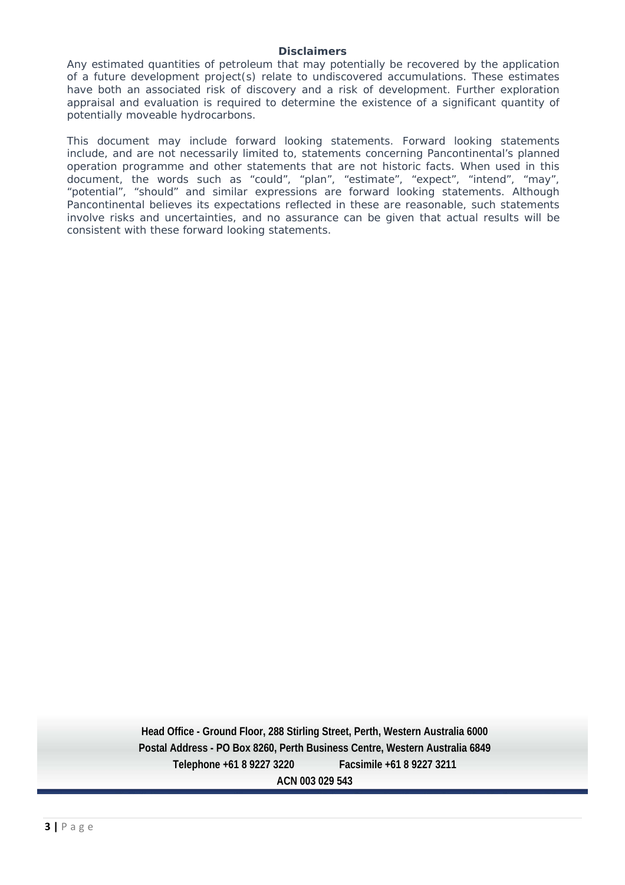## Disclaimers

Any estimated quantities of petroleum that may potentially be recovered by the application of a future development project(s) relate to undiscovered accumulations. These estimates have both an associated risk of discovery and a risk of development. Further exploration appraisal and evaluation is required to determine the existence of a significant quantity of potentially moveable hydrocarbons.

This document may include forward looking statements. Forward looking statements include, and are not necessarily limited to, statements concerning Pancontinental's planned operation programme and other statements that are not historic facts. When used in this document, the words such as "could", "plan", "estimate", "expect", "intend", "may", "potential", "should" and similar expressions are forward looking statements. Although Pancontinental believes its expectations reflected in these are reasonable, such statements involve risks and uncertainties, and no assurance can be given that actual results will be consistent with these forward looking statements.

**Head Office - Ground Floor, 288 Stirling Street, Perth, Western Australia 6000**
**Postal Address - PO Box 8260, Perth Business Centre, Western Australia 6849**
**Telephone +61 8 9227 3220 Facsimile +61 8 9227 3211**
**ACN 003 029 543**